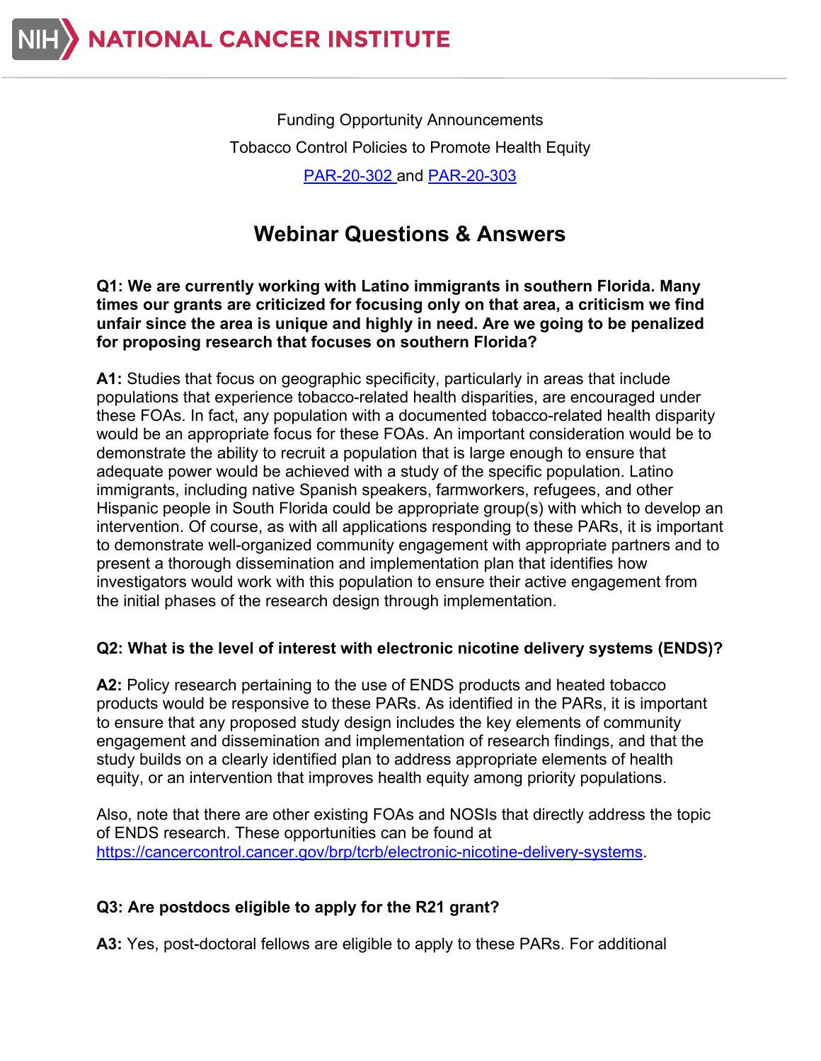Funding Opportunity Announcements

Tobacco Control Policies to Promote Health Equity

PAR-20-302 and PAR-20-303

# Webinar Questions & Answers

**Q1: We are currently working with Latino immigrants in southern Florida. Many times our grants are criticized for focusing only on that area, a criticism we find unfair since the area is unique and highly in need. Are we going to be penalized for proposing research that focuses on southern Florida?**

**A1:** Studies that focus on geographic specificity, particularly in areas that include populations that experience tobacco-related health disparities, are encouraged under these FOAs. In fact, any population with a documented tobacco-related health disparity would be an appropriate focus for these FOAs. An important consideration would be to demonstrate the ability to recruit a population that is large enough to ensure that adequate power would be achieved with a study of the specific population. Latino immigrants, including native Spanish speakers, farmworkers, refugees, and other Hispanic people in South Florida could be appropriate group(s) with which to develop an intervention. Of course, as with all applications responding to these PARs, it is important to demonstrate well-organized community engagement with appropriate partners and to present a thorough dissemination and implementation plan that identifies how investigators would work with this population to ensure their active engagement from the initial phases of the research design through implementation.

**Q2: What is the level of interest with electronic nicotine delivery systems (ENDS)?**

**A2:** Policy research pertaining to the use of ENDS products and heated tobacco products would be responsive to these PARs. As identified in the PARs, it is important to ensure that any proposed study design includes the key elements of community engagement and dissemination and implementation of research findings, and that the study builds on a clearly identified plan to address appropriate elements of health equity, or an intervention that improves health equity among priority populations.

Also, note that there are other existing FOAs and NOSIs that directly address the topic of ENDS research. These opportunities can be found at https://cancercontrol.cancer.gov/brp/tcrb/electronic-nicotine-delivery-systems.

**Q3: Are postdocs eligible to apply for the R21 grant?**

**A3:** Yes, post-doctoral fellows are eligible to apply to these PARs. For additional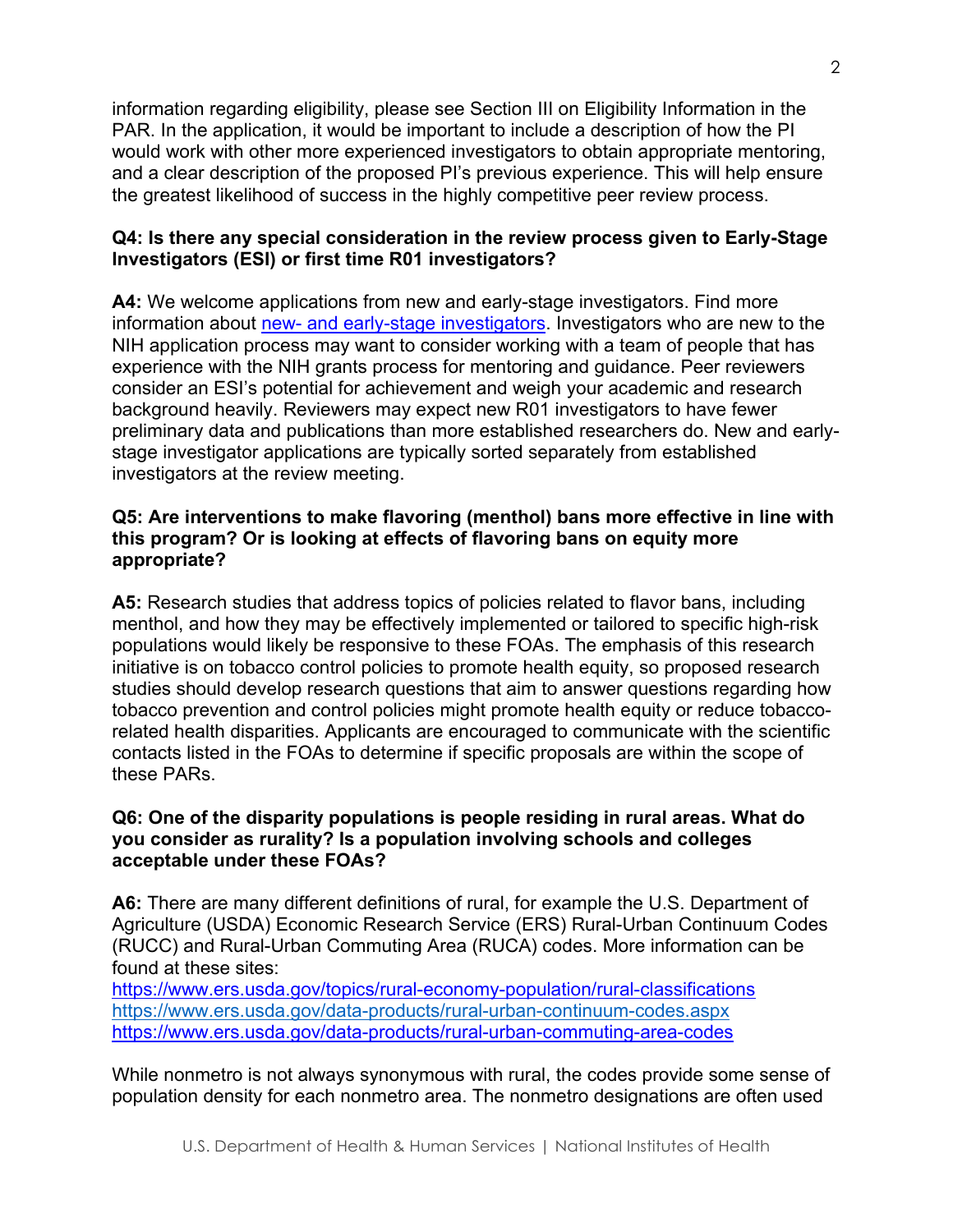information regarding eligibility, please see Section III on Eligibility Information in the PAR. In the application, it would be important to include a description of how the PI would work with other more experienced investigators to obtain appropriate mentoring, and a clear description of the proposed PI's previous experience. This will help ensure the greatest likelihood of success in the highly competitive peer review process.

**Q4: Is there any special consideration in the review process given to Early-Stage Investigators (ESI) or first time R01 investigators?**

**A4:** We welcome applications from new and early-stage investigators. Find more information about [new- and early-stage investigators](). Investigators who are new to the NIH application process may want to consider working with a team of people that has experience with the NIH grants process for mentoring and guidance. Peer reviewers consider an ESI's potential for achievement and weigh your academic and research background heavily. Reviewers may expect new R01 investigators to have fewer preliminary data and publications than more established researchers do. New and early-stage investigator applications are typically sorted separately from established investigators at the review meeting.

**Q5: Are interventions to make flavoring (menthol) bans more effective in line with this program? Or is looking at effects of flavoring bans on equity more appropriate?**

**A5:** Research studies that address topics of policies related to flavor bans, including menthol, and how they may be effectively implemented or tailored to specific high-risk populations would likely be responsive to these FOAs. The emphasis of this research initiative is on tobacco control policies to promote health equity, so proposed research studies should develop research questions that aim to answer questions regarding how tobacco prevention and control policies might promote health equity or reduce tobacco-related health disparities. Applicants are encouraged to communicate with the scientific contacts listed in the FOAs to determine if specific proposals are within the scope of these PARs.

**Q6: One of the disparity populations is people residing in rural areas. What do you consider as rurality? Is a population involving schools and colleges acceptable under these FOAs?**

**A6:** There are many different definitions of rural, for example the U.S. Department of Agriculture (USDA) Economic Research Service (ERS) Rural-Urban Continuum Codes (RUCC) and Rural-Urban Commuting Area (RUCA) codes. More information can be found at these sites:
https://www.ers.usda.gov/topics/rural-economy-population/rural-classifications
https://www.ers.usda.gov/data-products/rural-urban-continuum-codes.aspx
https://www.ers.usda.gov/data-products/rural-urban-commuting-area-codes

While nonmetro is not always synonymous with rural, the codes provide some sense of population density for each nonmetro area. The nonmetro designations are often used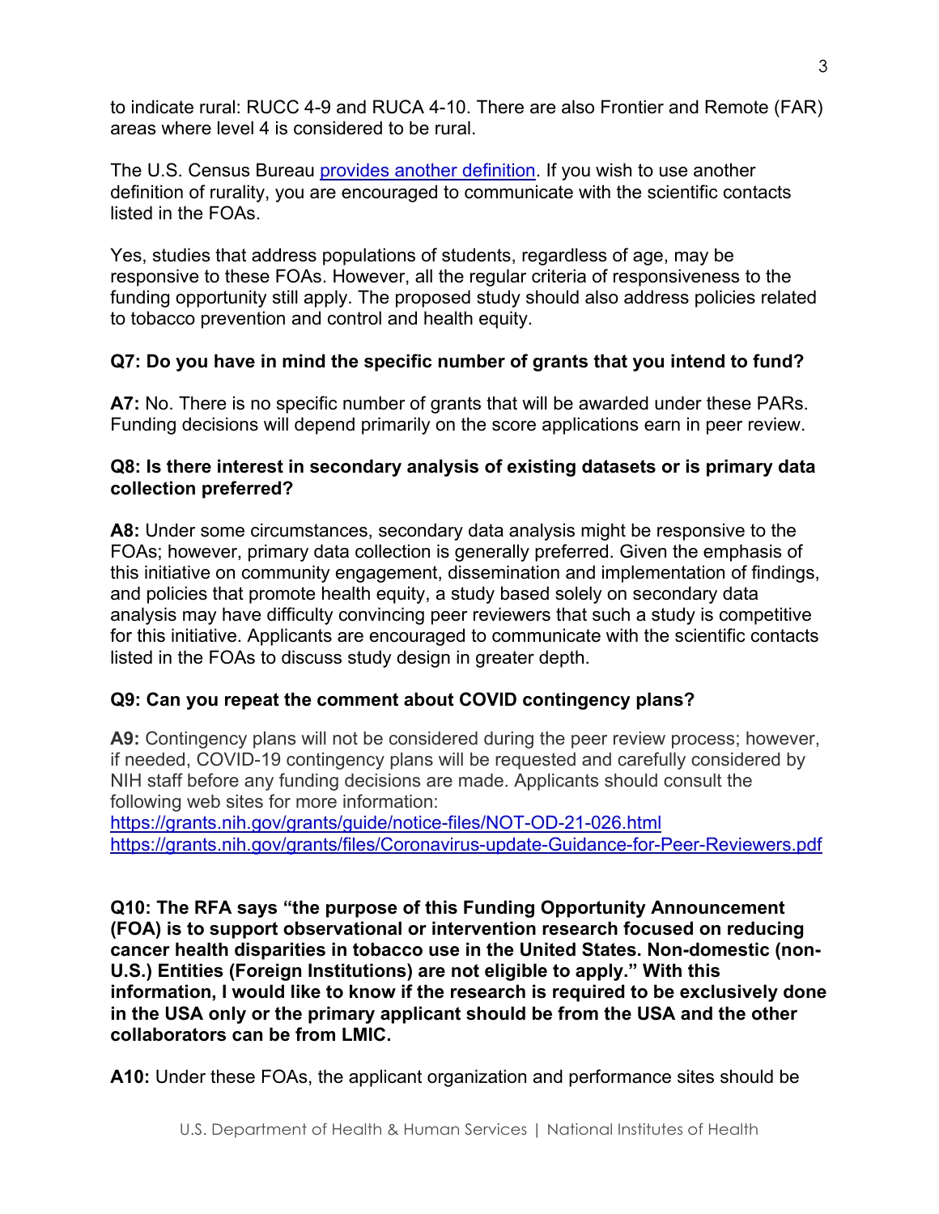to indicate rural: RUCC 4-9 and RUCA 4-10. There are also Frontier and Remote (FAR) areas where level 4 is considered to be rural.

The U.S. Census Bureau [provides another definition](). If you wish to use another definition of rurality, you are encouraged to communicate with the scientific contacts listed in the FOAs.

Yes, studies that address populations of students, regardless of age, may be responsive to these FOAs. However, all the regular criteria of responsiveness to the funding opportunity still apply. The proposed study should also address policies related to tobacco prevention and control and health equity.

**Q7: Do you have in mind the specific number of grants that you intend to fund?**

**A7:** No. There is no specific number of grants that will be awarded under these PARs. Funding decisions will depend primarily on the score applications earn in peer review.

**Q8: Is there interest in secondary analysis of existing datasets or is primary data collection preferred?**

**A8:** Under some circumstances, secondary data analysis might be responsive to the FOAs; however, primary data collection is generally preferred. Given the emphasis of this initiative on community engagement, dissemination and implementation of findings, and policies that promote health equity, a study based solely on secondary data analysis may have difficulty convincing peer reviewers that such a study is competitive for this initiative. Applicants are encouraged to communicate with the scientific contacts listed in the FOAs to discuss study design in greater depth.

**Q9: Can you repeat the comment about COVID contingency plans?**

**A9:** Contingency plans will not be considered during the peer review process; however, if needed, COVID-19 contingency plans will be requested and carefully considered by NIH staff before any funding decisions are made. Applicants should consult the following web sites for more information:
https://grants.nih.gov/grants/guide/notice-files/NOT-OD-21-026.html
https://grants.nih.gov/grants/files/Coronavirus-update-Guidance-for-Peer-Reviewers.pdf

**Q10: The RFA says "the purpose of this Funding Opportunity Announcement (FOA) is to support observational or intervention research focused on reducing cancer health disparities in tobacco use in the United States. Non-domestic (non-U.S.) Entities (Foreign Institutions) are not eligible to apply." With this information, I would like to know if the research is required to be exclusively done in the USA only or the primary applicant should be from the USA and the other collaborators can be from LMIC.**

**A10:** Under these FOAs, the applicant organization and performance sites should be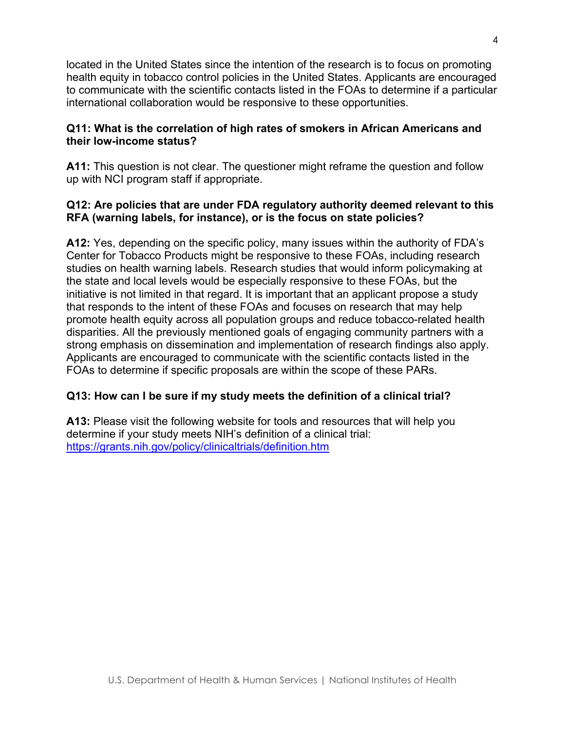located in the United States since the intention of the research is to focus on promoting health equity in tobacco control policies in the United States. Applicants are encouraged to communicate with the scientific contacts listed in the FOAs to determine if a particular international collaboration would be responsive to these opportunities.

**Q11: What is the correlation of high rates of smokers in African Americans and their low-income status?**

**A11:** This question is not clear. The questioner might reframe the question and follow up with NCI program staff if appropriate.

**Q12: Are policies that are under FDA regulatory authority deemed relevant to this RFA (warning labels, for instance), or is the focus on state policies?**

**A12:** Yes, depending on the specific policy, many issues within the authority of FDA's Center for Tobacco Products might be responsive to these FOAs, including research studies on health warning labels. Research studies that would inform policymaking at the state and local levels would be especially responsive to these FOAs, but the initiative is not limited in that regard. It is important that an applicant propose a study that responds to the intent of these FOAs and focuses on research that may help promote health equity across all population groups and reduce tobacco-related health disparities. All the previously mentioned goals of engaging community partners with a strong emphasis on dissemination and implementation of research findings also apply. Applicants are encouraged to communicate with the scientific contacts listed in the FOAs to determine if specific proposals are within the scope of these PARs.

**Q13: How can I be sure if my study meets the definition of a clinical trial?**

**A13:** Please visit the following website for tools and resources that will help you determine if your study meets NIH's definition of a clinical trial: https://grants.nih.gov/policy/clinicaltrials/definition.htm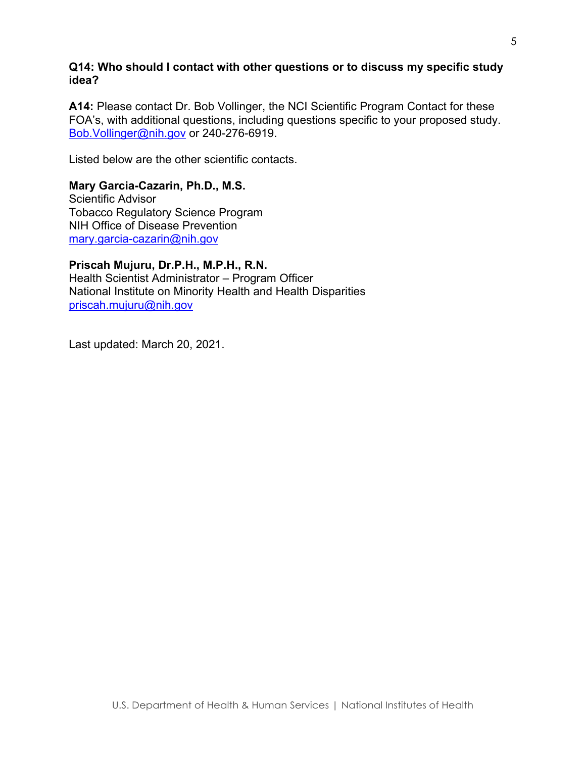**Q14: Who should I contact with other questions or to discuss my specific study idea?**

**A14:** Please contact Dr. Bob Vollinger, the NCI Scientific Program Contact for these FOA's, with additional questions, including questions specific to your proposed study. Bob.Vollinger@nih.gov or 240-276-6919.

Listed below are the other scientific contacts.

**Mary Garcia-Cazarin, Ph.D., M.S.**
Scientific Advisor
Tobacco Regulatory Science Program
NIH Office of Disease Prevention
mary.garcia-cazarin@nih.gov

**Priscah Mujuru, Dr.P.H., M.P.H., R.N.**
Health Scientist Administrator – Program Officer
National Institute on Minority Health and Health Disparities
priscah.mujuru@nih.gov

Last updated: March 20, 2021.